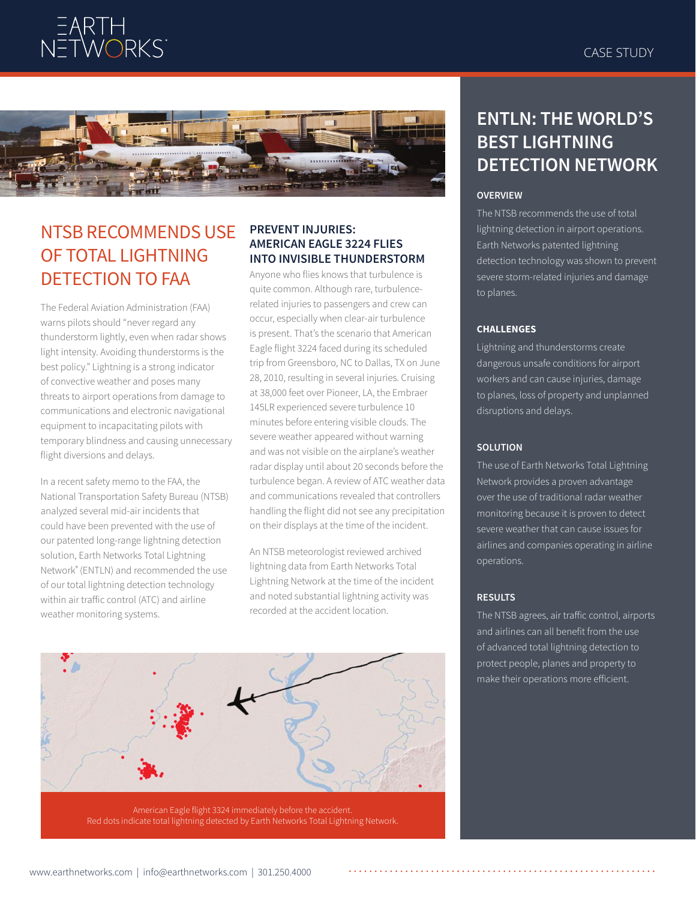CASE STUDY

# NTSB RECOMMENDS USE OF TOTAL LIGHTNING DETECTION TO FAA

The Federal Aviation Administration (FAA) warns pilots should "never regard any thunderstorm lightly, even when radar shows light intensity. Avoiding thunderstorms is the best policy." Lightning is a strong indicator of convective weather and poses many threats to airport operations from damage to communications and electronic navigational equipment to incapacitating pilots with temporary blindness and causing unnecessary flight diversions and delays.

In a recent safety memo to the FAA, the National Transportation Safety Bureau (NTSB) analyzed several mid-air incidents that could have been prevented with the use of our patented long-range lightning detection solution, Earth Networks Total Lightning Network® (ENTLN) and recommended the use of our total lightning detection technology within air traffic control (ATC) and airline weather monitoring systems.

## PREVENT INJURIES: AMERICAN EAGLE 3224 FLIES INTO INVISIBLE THUNDERSTORM

Anyone who flies knows that turbulence is quite common. Although rare, turbulence-related injuries to passengers and crew can occur, especially when clear-air turbulence is present. That's the scenario that American Eagle flight 3224 faced during its scheduled trip from Greensboro, NC to Dallas, TX on June 28, 2010, resulting in several injuries. Cruising at 38,000 feet over Pioneer, LA, the Embraer 145LR experienced severe turbulence 10 minutes before entering visible clouds. The severe weather appeared without warning and was not visible on the airplane's weather radar display until about 20 seconds before the turbulence began. A review of ATC weather data and communications revealed that controllers handling the flight did not see any precipitation on their displays at the time of the incident.

An NTSB meteorologist reviewed archived lightning data from Earth Networks Total Lightning Network at the time of the incident and noted substantial lightning activity was recorded at the accident location.

American Eagle flight 3324 immediately before the accident.
Red dots indicate total lightning detected by Earth Networks Total Lightning Network.

## ENTLN: THE WORLD'S BEST LIGHTNING DETECTION NETWORK

### OVERVIEW

The NTSB recommends the use of total lightning detection in airport operations. Earth Networks patented lightning detection technology was shown to prevent severe storm-related injuries and damage to planes.

### CHALLENGES

Lightning and thunderstorms create dangerous unsafe conditions for airport workers and can cause injuries, damage to planes, loss of property and unplanned disruptions and delays.

### SOLUTION

The use of Earth Networks Total Lightning Network provides a proven advantage over the use of traditional radar weather monitoring because it is proven to detect severe weather that can cause issues for airlines and companies operating in airline operations.

### RESULTS

The NTSB agrees, air traffic control, airports and airlines can all benefit from the use of advanced total lightning detection to protect people, planes and property to make their operations more efficient.

www.earthnetworks.com | info@earthnetworks.com | 301.250.4000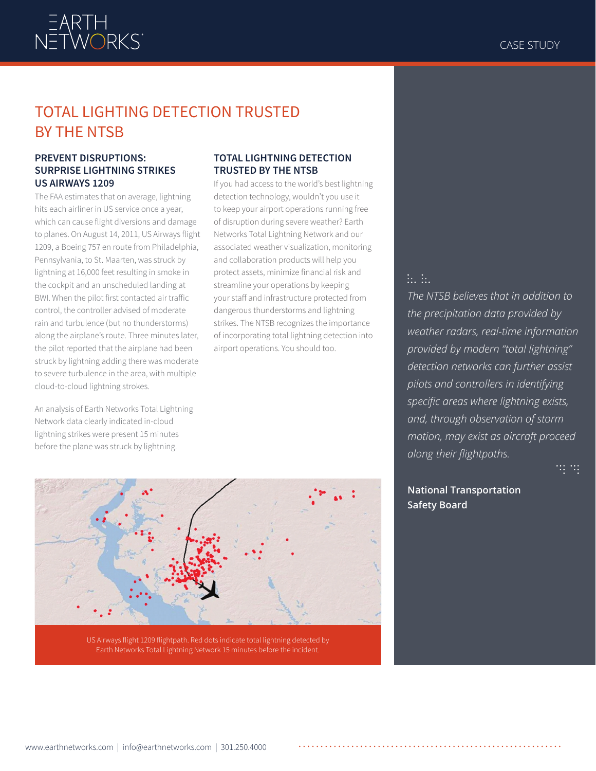# TOTAL LIGHTING DETECTION TRUSTED BY THE NTSB

## PREVENT DISRUPTIONS: SURPRISE LIGHTNING STRIKES US AIRWAYS 1209

The FAA estimates that on average, lightning hits each airliner in US service once a year, which can cause flight diversions and damage to planes. On August 14, 2011, US Airways flight 1209, a Boeing 757 en route from Philadelphia, Pennsylvania, to St. Maarten, was struck by lightning at 16,000 feet resulting in smoke in the cockpit and an unscheduled landing at BWI. When the pilot first contacted air traffic control, the controller advised of moderate rain and turbulence (but no thunderstorms) along the airplane's route. Three minutes later, the pilot reported that the airplane had been struck by lightning adding there was moderate to severe turbulence in the area, with multiple cloud-to-cloud lightning strokes.

An analysis of Earth Networks Total Lightning Network data clearly indicated in-cloud lightning strikes were present 15 minutes before the plane was struck by lightning.

## TOTAL LIGHTNING DETECTION TRUSTED BY THE NTSB

If you had access to the world's best lightning detection technology, wouldn't you use it to keep your airport operations running free of disruption during severe weather? Earth Networks Total Lightning Network and our associated weather visualization, monitoring and collaboration products will help you protect assets, minimize financial risk and streamline your operations by keeping your staff and infrastructure protected from dangerous thunderstorms and lightning strikes. The NTSB recognizes the importance of incorporating total lightning detection into airport operations. You should too.

US Airways flight 1209 flightpath. Red dots indicate total lightning detected by Earth Networks Total Lightning Network 15 minutes before the incident.

> *The NTSB believes that in addition to the precipitation data provided by weather radars, real-time information provided by modern "total lightning" detection networks can further assist pilots and controllers in identifying specific areas where lightning exists, and, through observation of storm motion, may exist as aircraft proceed along their flightpaths.*
>
> **National Transportation Safety Board**

www.earthnetworks.com | info@earthnetworks.com | 301.250.4000